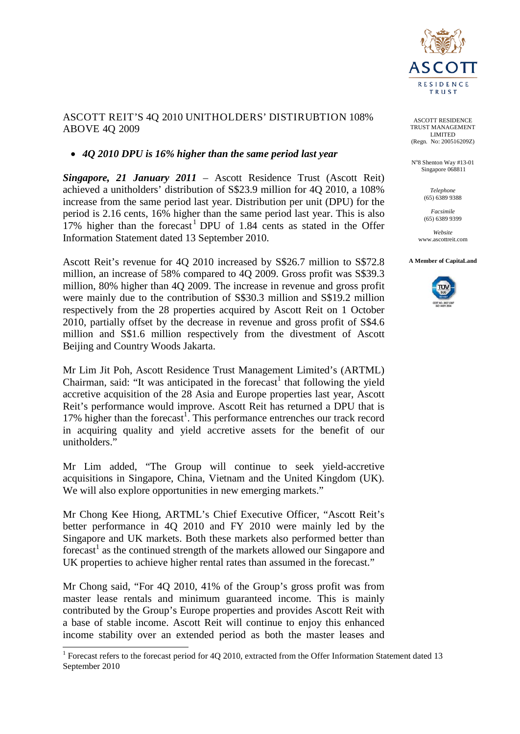# ASCOTT REIT'S 4Q 2010 UNITHOLDERS' DISTIRUBTION 108% ABOVE 4Q 2009

ASCOTT RESIDENCE TRUST MANAGEMENT LIMITED
(Regn. No: 200516209Z)

N°8 Shenton Way #13-01
Singapore 068811

*Telephone*
(65) 6389 9388

*Facsimile*
(65) 6389 9399

*Website*
www.ascottreit.com

**A Member of CapitaLand**

- ***4Q 2010 DPU is 16% higher than the same period last year***

***Singapore, 21 January 2011*** – Ascott Residence Trust (Ascott Reit) achieved a unitholders' distribution of S$23.9 million for 4Q 2010, a 108% increase from the same period last year. Distribution per unit (DPU) for the period is 2.16 cents, 16% higher than the same period last year. This is also 17% higher than the forecast[1] DPU of 1.84 cents as stated in the Offer Information Statement dated 13 September 2010.

Ascott Reit's revenue for 4Q 2010 increased by S$26.7 million to S$72.8 million, an increase of 58% compared to 4Q 2009. Gross profit was S$39.3 million, 80% higher than 4Q 2009. The increase in revenue and gross profit were mainly due to the contribution of S$30.3 million and S$19.2 million respectively from the 28 properties acquired by Ascott Reit on 1 October 2010, partially offset by the decrease in revenue and gross profit of S$4.6 million and S$1.6 million respectively from the divestment of Ascott Beijing and Country Woods Jakarta.

Mr Lim Jit Poh, Ascott Residence Trust Management Limited's (ARTML) Chairman, said: "It was anticipated in the forecast[1] that following the yield accretive acquisition of the 28 Asia and Europe properties last year, Ascott Reit's performance would improve. Ascott Reit has returned a DPU that is 17% higher than the forecast[1]. This performance entrenches our track record in acquiring quality and yield accretive assets for the benefit of our unitholders."

Mr Lim added, "The Group will continue to seek yield-accretive acquisitions in Singapore, China, Vietnam and the United Kingdom (UK). We will also explore opportunities in new emerging markets."

Mr Chong Kee Hiong, ARTML's Chief Executive Officer, "Ascott Reit's better performance in 4Q 2010 and FY 2010 were mainly led by the Singapore and UK markets. Both these markets also performed better than forecast[1] as the continued strength of the markets allowed our Singapore and UK properties to achieve higher rental rates than assumed in the forecast."

Mr Chong said, "For 4Q 2010, 41% of the Group's gross profit was from master lease rentals and minimum guaranteed income. This is mainly contributed by the Group's Europe properties and provides Ascott Reit with a base of stable income. Ascott Reit will continue to enjoy this enhanced income stability over an extended period as both the master leases and

---

[1] Forecast refers to the forecast period for 4Q 2010, extracted from the Offer Information Statement dated 13 September 2010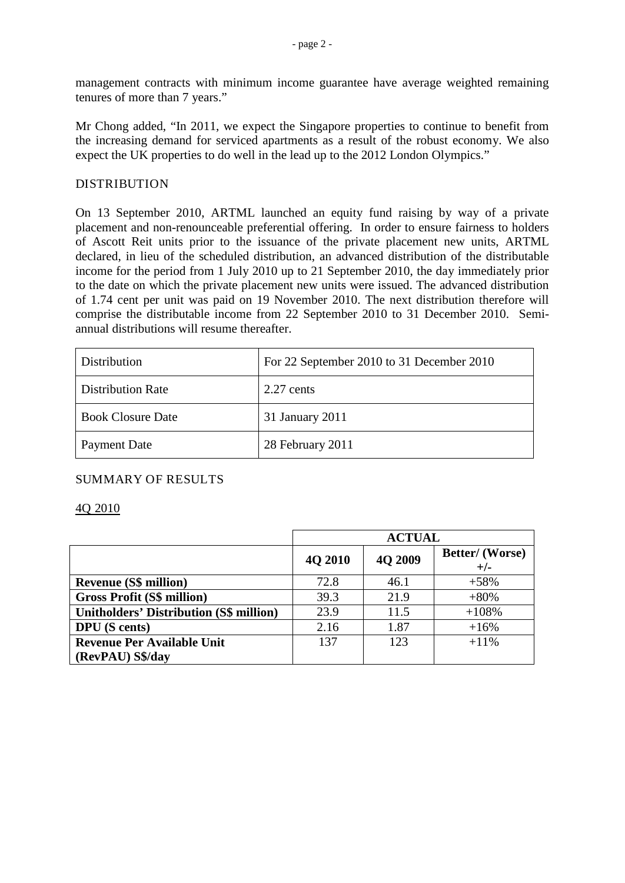management contracts with minimum income guarantee have average weighted remaining tenures of more than 7 years."

Mr Chong added, "In 2011, we expect the Singapore properties to continue to benefit from the increasing demand for serviced apartments as a result of the robust economy. We also expect the UK properties to do well in the lead up to the 2012 London Olympics."

## DISTRIBUTION

On 13 September 2010, ARTML launched an equity fund raising by way of a private placement and non-renounceable preferential offering. In order to ensure fairness to holders of Ascott Reit units prior to the issuance of the private placement new units, ARTML declared, in lieu of the scheduled distribution, an advanced distribution of the distributable income for the period from 1 July 2010 up to 21 September 2010, the day immediately prior to the date on which the private placement new units were issued. The advanced distribution of 1.74 cent per unit was paid on 19 November 2010. The next distribution therefore will comprise the distributable income from 22 September 2010 to 31 December 2010. Semi-annual distributions will resume thereafter.

| Distribution | For 22 September 2010 to 31 December 2010 |
|---|---|
| Distribution Rate | 2.27 cents |
| Book Closure Date | 31 January 2011 |
| Payment Date | 28 February 2011 |

## SUMMARY OF RESULTS

### 4Q 2010

| | ACTUAL | | |
|---|---|---|---|
| | **4Q 2010** | **4Q 2009** | **Better/ (Worse) +/-** |
| **Revenue (S$ million)** | 72.8 | 46.1 | +58% |
| **Gross Profit (S$ million)** | 39.3 | 21.9 | +80% |
| **Unitholders' Distribution (S$ million)** | 23.9 | 11.5 | +108% |
| **DPU (S cents)** | 2.16 | 1.87 | +16% |
| **Revenue Per Available Unit (RevPAU) S$/day** | 137 | 123 | +11% |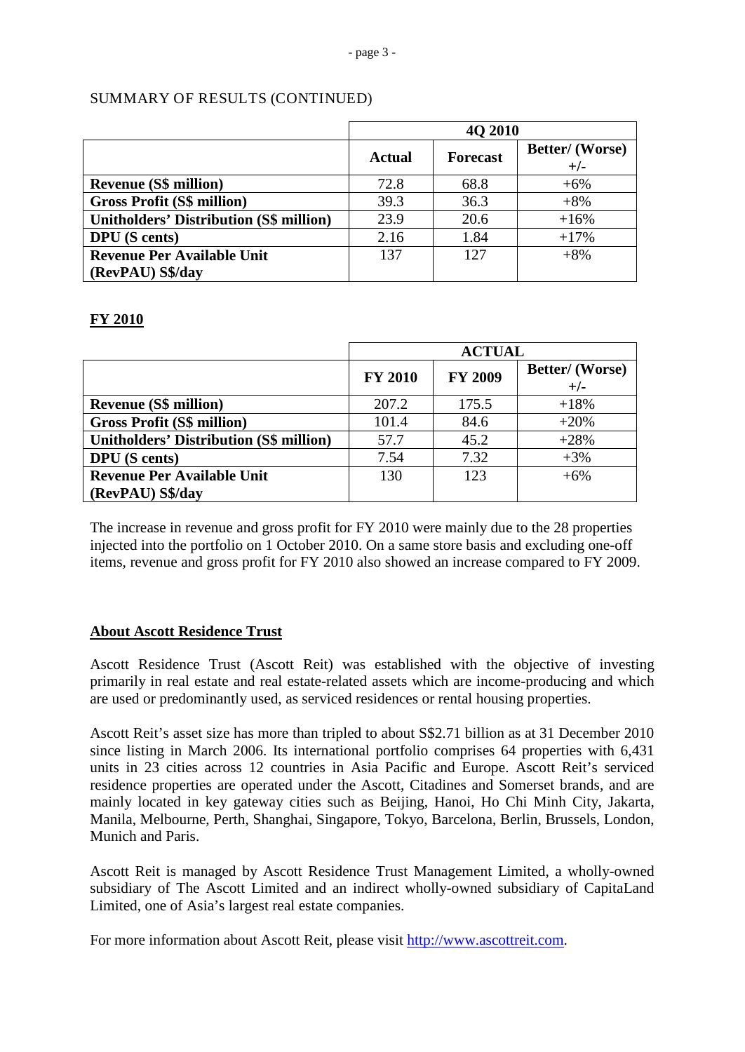SUMMARY OF RESULTS (CONTINUED)

| | 4Q 2010 | | |
|---|---|---|---|
| | **Actual** | **Forecast** | **Better/ (Worse) +/-** |
| **Revenue (S$ million)** | 72.8 | 68.8 | +6% |
| **Gross Profit (S$ million)** | 39.3 | 36.3 | +8% |
| **Unitholders' Distribution (S$ million)** | 23.9 | 20.6 | +16% |
| **DPU (S cents)** | 2.16 | 1.84 | +17% |
| **Revenue Per Available Unit (RevPAU) S$/day** | 137 | 127 | +8% |

## FY 2010

| | ACTUAL | | |
|---|---|---|---|
| | **FY 2010** | **FY 2009** | **Better/ (Worse) +/-** |
| **Revenue (S$ million)** | 207.2 | 175.5 | +18% |
| **Gross Profit (S$ million)** | 101.4 | 84.6 | +20% |
| **Unitholders' Distribution (S$ million)** | 57.7 | 45.2 | +28% |
| **DPU (S cents)** | 7.54 | 7.32 | +3% |
| **Revenue Per Available Unit (RevPAU) S$/day** | 130 | 123 | +6% |

The increase in revenue and gross profit for FY 2010 were mainly due to the 28 properties injected into the portfolio on 1 October 2010. On a same store basis and excluding one-off items, revenue and gross profit for FY 2010 also showed an increase compared to FY 2009.

## About Ascott Residence Trust

Ascott Residence Trust (Ascott Reit) was established with the objective of investing primarily in real estate and real estate-related assets which are income-producing and which are used or predominantly used, as serviced residences or rental housing properties.

Ascott Reit's asset size has more than tripled to about S$2.71 billion as at 31 December 2010 since listing in March 2006. Its international portfolio comprises 64 properties with 6,431 units in 23 cities across 12 countries in Asia Pacific and Europe. Ascott Reit's serviced residence properties are operated under the Ascott, Citadines and Somerset brands, and are mainly located in key gateway cities such as Beijing, Hanoi, Ho Chi Minh City, Jakarta, Manila, Melbourne, Perth, Shanghai, Singapore, Tokyo, Barcelona, Berlin, Brussels, London, Munich and Paris.

Ascott Reit is managed by Ascott Residence Trust Management Limited, a wholly-owned subsidiary of The Ascott Limited and an indirect wholly-owned subsidiary of CapitaLand Limited, one of Asia's largest real estate companies.

For more information about Ascott Reit, please visit http://www.ascottreit.com.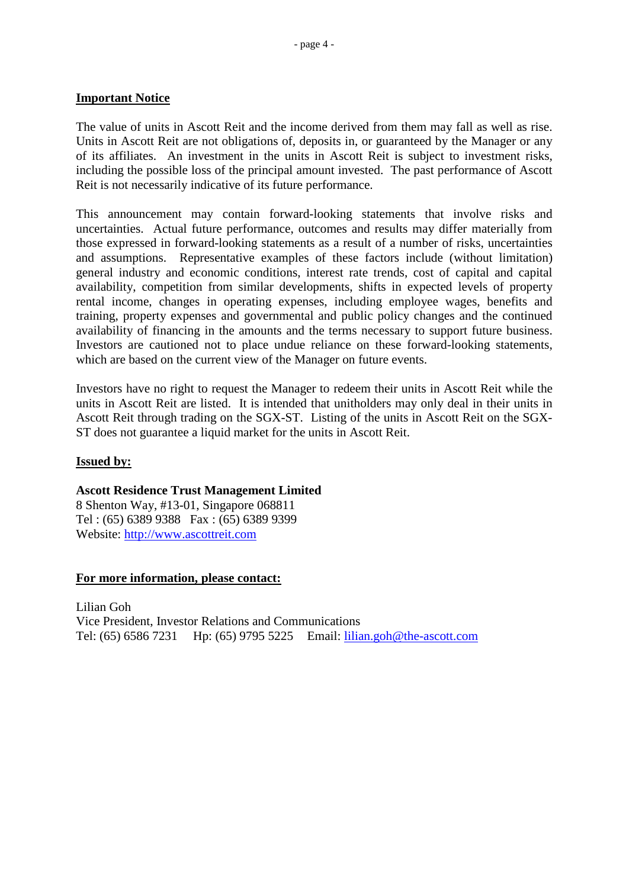**Important Notice**

The value of units in Ascott Reit and the income derived from them may fall as well as rise. Units in Ascott Reit are not obligations of, deposits in, or guaranteed by the Manager or any of its affiliates. An investment in the units in Ascott Reit is subject to investment risks, including the possible loss of the principal amount invested. The past performance of Ascott Reit is not necessarily indicative of its future performance.

This announcement may contain forward-looking statements that involve risks and uncertainties. Actual future performance, outcomes and results may differ materially from those expressed in forward-looking statements as a result of a number of risks, uncertainties and assumptions. Representative examples of these factors include (without limitation) general industry and economic conditions, interest rate trends, cost of capital and capital availability, competition from similar developments, shifts in expected levels of property rental income, changes in operating expenses, including employee wages, benefits and training, property expenses and governmental and public policy changes and the continued availability of financing in the amounts and the terms necessary to support future business. Investors are cautioned not to place undue reliance on these forward-looking statements, which are based on the current view of the Manager on future events.

Investors have no right to request the Manager to redeem their units in Ascott Reit while the units in Ascott Reit are listed. It is intended that unitholders may only deal in their units in Ascott Reit through trading on the SGX-ST. Listing of the units in Ascott Reit on the SGX-ST does not guarantee a liquid market for the units in Ascott Reit.

**Issued by:**

**Ascott Residence Trust Management Limited**
8 Shenton Way, #13-01, Singapore 068811
Tel : (65) 6389 9388 Fax : (65) 6389 9399
Website: http://www.ascottreit.com

**For more information, please contact:**

Lilian Goh
Vice President, Investor Relations and Communications
Tel: (65) 6586 7231 Hp: (65) 9795 5225 Email: lilian.goh@the-ascott.com